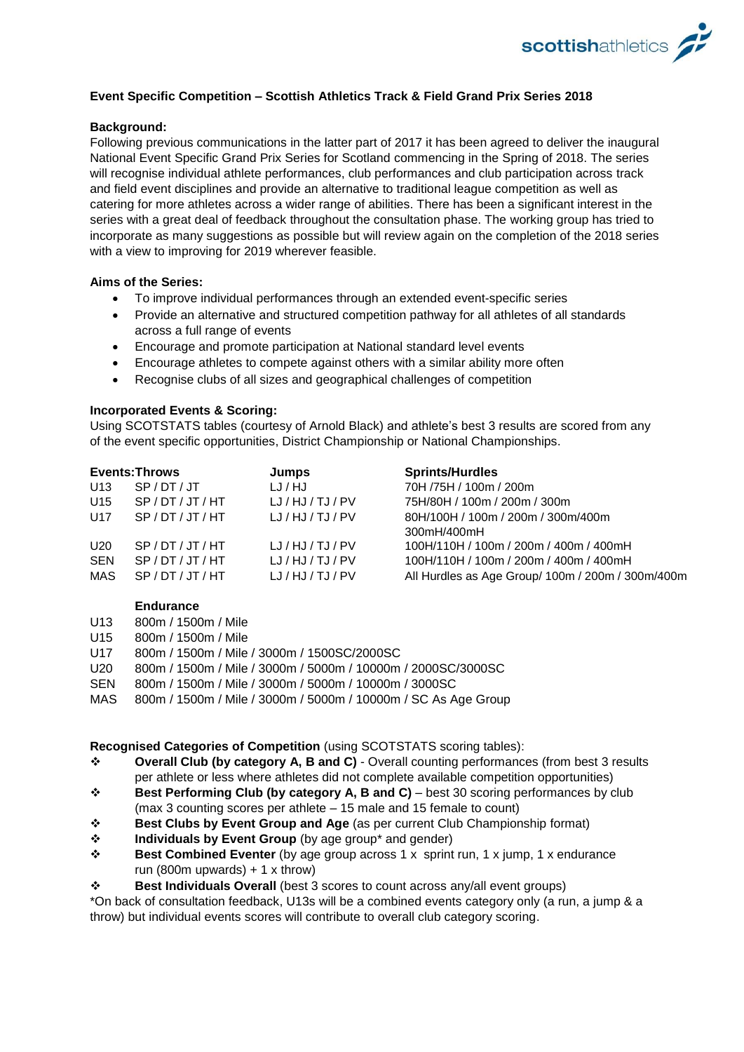**Event Specific Competition – Scottish Athletics Track & Field Grand Prix Series 2018**

**Background:**

Following previous communications in the latter part of 2017 it has been agreed to deliver the inaugural National Event Specific Grand Prix Series for Scotland commencing in the Spring of 2018. The series will recognise individual athlete performances, club performances and club participation across track and field event disciplines and provide an alternative to traditional league competition as well as catering for more athletes across a wider range of abilities. There has been a significant interest in the series with a great deal of feedback throughout the consultation phase. The working group has tried to incorporate as many suggestions as possible but will review again on the completion of the 2018 series with a view to improving for 2019 wherever feasible.

**Aims of the Series:**

- To improve individual performances through an extended event-specific series
- Provide an alternative and structured competition pathway for all athletes of all standards across a full range of events
- Encourage and promote participation at National standard level events
- Encourage athletes to compete against others with a similar ability more often
- Recognise clubs of all sizes and geographical challenges of competition

**Incorporated Events & Scoring:**

Using SCOTSTATS tables (courtesy of Arnold Black) and athlete's best 3 results are scored from any of the event specific opportunities, District Championship or National Championships.

| **Events:** | **Throws** | **Jumps** | **Sprints/Hurdles** |
|---|---|---|---|
| U13 | SP / DT / JT | LJ / HJ | 70H /75H / 100m / 200m |
| U15 | SP / DT / JT / HT | LJ / HJ / TJ / PV | 75H/80H / 100m / 200m / 300m |
| U17 | SP / DT / JT / HT | LJ / HJ / TJ / PV | 80H/100H / 100m / 200m / 300m/400m 300mH/400mH |
| U20 | SP / DT / JT / HT | LJ / HJ / TJ / PV | 100H/110H / 100m / 200m / 400m / 400mH |
| SEN | SP / DT / JT / HT | LJ / HJ / TJ / PV | 100H/110H / 100m / 200m / 400m / 400mH |
| MAS | SP / DT / JT / HT | LJ / HJ / TJ / PV | All Hurdles as Age Group/ 100m / 200m / 300m/400m |

| | **Endurance** |
|---|---|
| U13 | 800m / 1500m / Mile |
| U15 | 800m / 1500m / Mile |
| U17 | 800m / 1500m / Mile / 3000m / 1500SC/2000SC |
| U20 | 800m / 1500m / Mile / 3000m / 5000m / 10000m / 2000SC/3000SC |
| SEN | 800m / 1500m / Mile / 3000m / 5000m / 10000m / 3000SC |
| MAS | 800m / 1500m / Mile / 3000m / 5000m / 10000m / SC As Age Group |

**Recognised Categories of Competition** (using SCOTSTATS scoring tables):

- **Overall Club (by category A, B and C)** - Overall counting performances (from best 3 results per athlete or less where athletes did not complete available competition opportunities)
- **Best Performing Club (by category A, B and C)** – best 30 scoring performances by club (max 3 counting scores per athlete – 15 male and 15 female to count)
- **Best Clubs by Event Group and Age** (as per current Club Championship format)
- **Individuals by Event Group** (by age group* and gender)
- **Best Combined Eventer** (by age group across 1 x sprint run, 1 x jump, 1 x endurance run (800m upwards) + 1 x throw)
- **Best Individuals Overall** (best 3 scores to count across any/all event groups)

*On back of consultation feedback, U13s will be a combined events category only (a run, a jump & a throw) but individual events scores will contribute to overall club category scoring.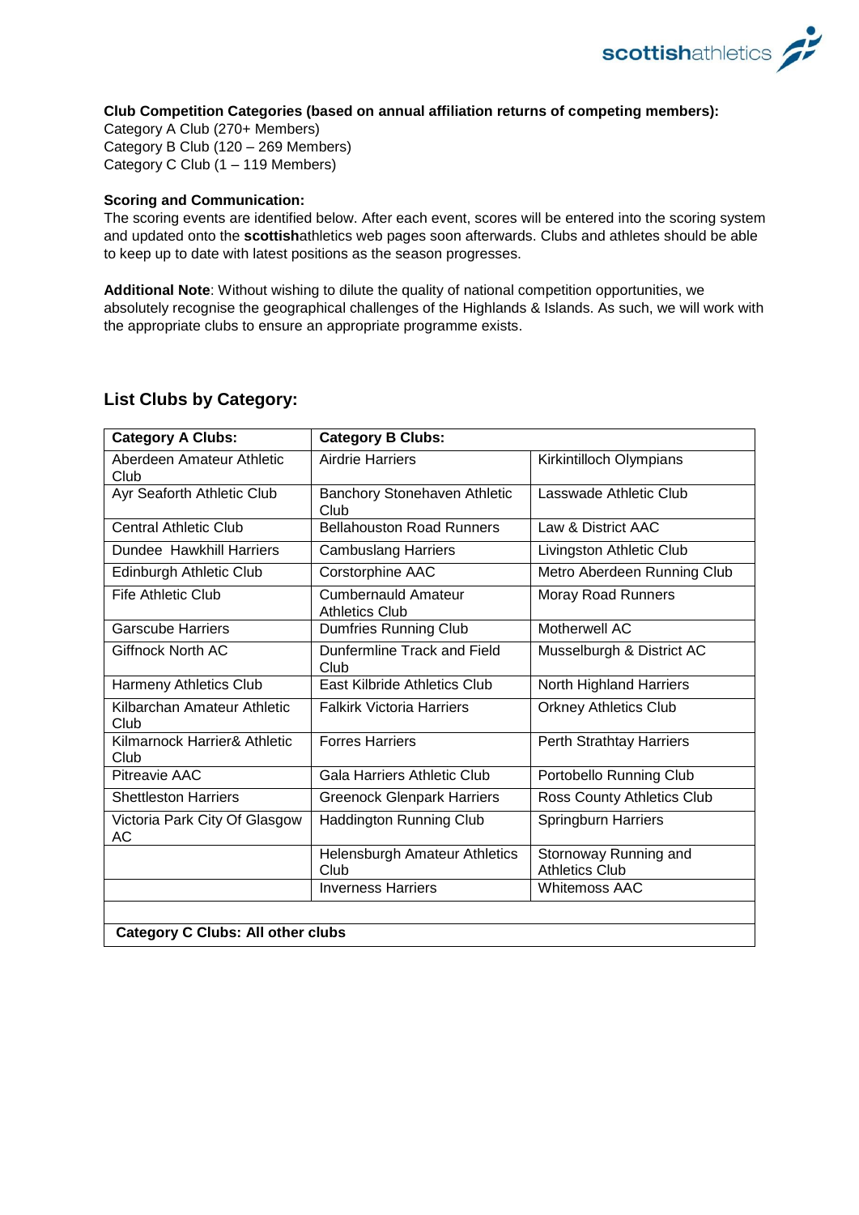**Club Competition Categories (based on annual affiliation returns of competing members):**
Category A Club (270+ Members)
Category B Club (120 – 269 Members)
Category C Club (1 – 119 Members)

**Scoring and Communication:**
The scoring events are identified below. After each event, scores will be entered into the scoring system and updated onto the **scottish**athletics web pages soon afterwards. Clubs and athletes should be able to keep up to date with latest positions as the season progresses.

**Additional Note**: Without wishing to dilute the quality of national competition opportunities, we absolutely recognise the geographical challenges of the Highlands & Islands. As such, we will work with the appropriate clubs to ensure an appropriate programme exists.

## List Clubs by Category:

| Category A Clubs: | Category B Clubs: | |
|---|---|---|
| Aberdeen Amateur Athletic Club | Airdrie Harriers | Kirkintilloch Olympians |
| Ayr Seaforth Athletic Club | Banchory Stonehaven Athletic Club | Lasswade Athletic Club |
| Central Athletic Club | Bellahouston Road Runners | Law & District AAC |
| Dundee Hawkhill Harriers | Cambuslang Harriers | Livingston Athletic Club |
| Edinburgh Athletic Club | Corstorphine AAC | Metro Aberdeen Running Club |
| Fife Athletic Club | Cumbernauld Amateur Athletics Club | Moray Road Runners |
| Garscube Harriers | Dumfries Running Club | Motherwell AC |
| Giffnock North AC | Dunfermline Track and Field Club | Musselburgh & District AC |
| Harmeny Athletics Club | East Kilbride Athletics Club | North Highland Harriers |
| Kilbarchan Amateur Athletic Club | Falkirk Victoria Harriers | Orkney Athletics Club |
| Kilmarnock Harrier& Athletic Club | Forres Harriers | Perth Strathtay Harriers |
| Pitreavie AAC | Gala Harriers Athletic Club | Portobello Running Club |
| Shettleston Harriers | Greenock Glenpark Harriers | Ross County Athletics Club |
| Victoria Park City Of Glasgow AC | Haddington Running Club | Springburn Harriers |
| | Helensburgh Amateur Athletics Club | Stornoway Running and Athletics Club |
| | Inverness Harriers | Whitemoss AAC |
| | | |
| **Category C Clubs: All other clubs** | | |